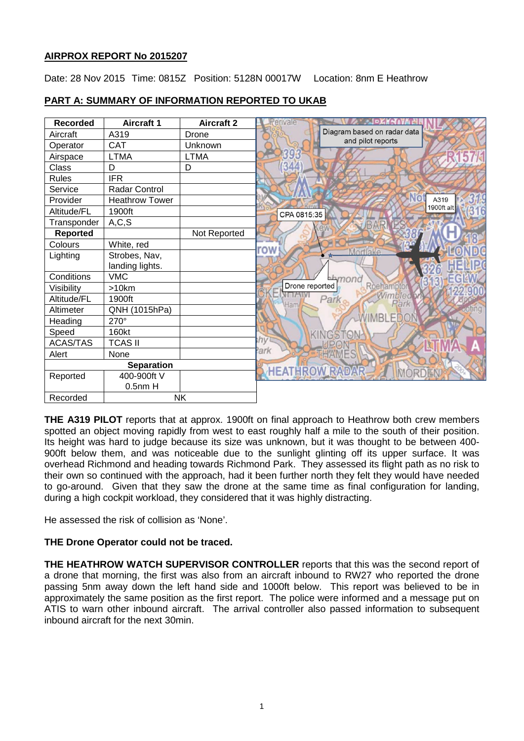**AIRPROX REPORT No 2015207**

Date: 28 Nov 2015 Time: 0815Z Position: 5128N 00017W Location: 8nm E Heathrow

**PART A: SUMMARY OF INFORMATION REPORTED TO UKAB**

| Recorded | Aircraft 1 | Aircraft 2 |
|---|---|---|
| Aircraft | A319 | Drone |
| Operator | CAT | Unknown |
| Airspace | LTMA | LTMA |
| Class | D | D |
| Rules | IFR | |
| Service | Radar Control | |
| Provider | Heathrow Tower | |
| Altitude/FL | 1900ft | |
| Transponder | A,C,S | |
| **Reported** | | Not Reported |
| Colours | White, red | |
| Lighting | Strobes, Nav, landing lights. | |
| Conditions | VMC | |
| Visibility | >10km | |
| Altitude/FL | 1900ft | |
| Altimeter | QNH (1015hPa) | |
| Heading | 270° | |
| Speed | 160kt | |
| ACAS/TAS | TCAS II | |
| Alert | None | |
| **Separation** | | |
| Reported | 400-900ft V 0.5nm H | |
| Recorded | NK | |

Diagram based on radar data and pilot reports

**THE A319 PILOT** reports that at approx. 1900ft on final approach to Heathrow both crew members spotted an object moving rapidly from west to east roughly half a mile to the south of their position. Its height was hard to judge because its size was unknown, but it was thought to be between 400-900ft below them, and was noticeable due to the sunlight glinting off its upper surface. It was overhead Richmond and heading towards Richmond Park. They assessed its flight path as no risk to their own so continued with the approach, had it been further north they felt they would have needed to go-around. Given that they saw the drone at the same time as final configuration for landing, during a high cockpit workload, they considered that it was highly distracting.

He assessed the risk of collision as 'None'.

**THE Drone Operator could not be traced.**

**THE HEATHROW WATCH SUPERVISOR CONTROLLER** reports that this was the second report of a drone that morning, the first was also from an aircraft inbound to RW27 who reported the drone passing 5nm away down the left hand side and 1000ft below. This report was believed to be in approximately the same position as the first report. The police were informed and a message put on ATIS to warn other inbound aircraft. The arrival controller also passed information to subsequent inbound aircraft for the next 30min.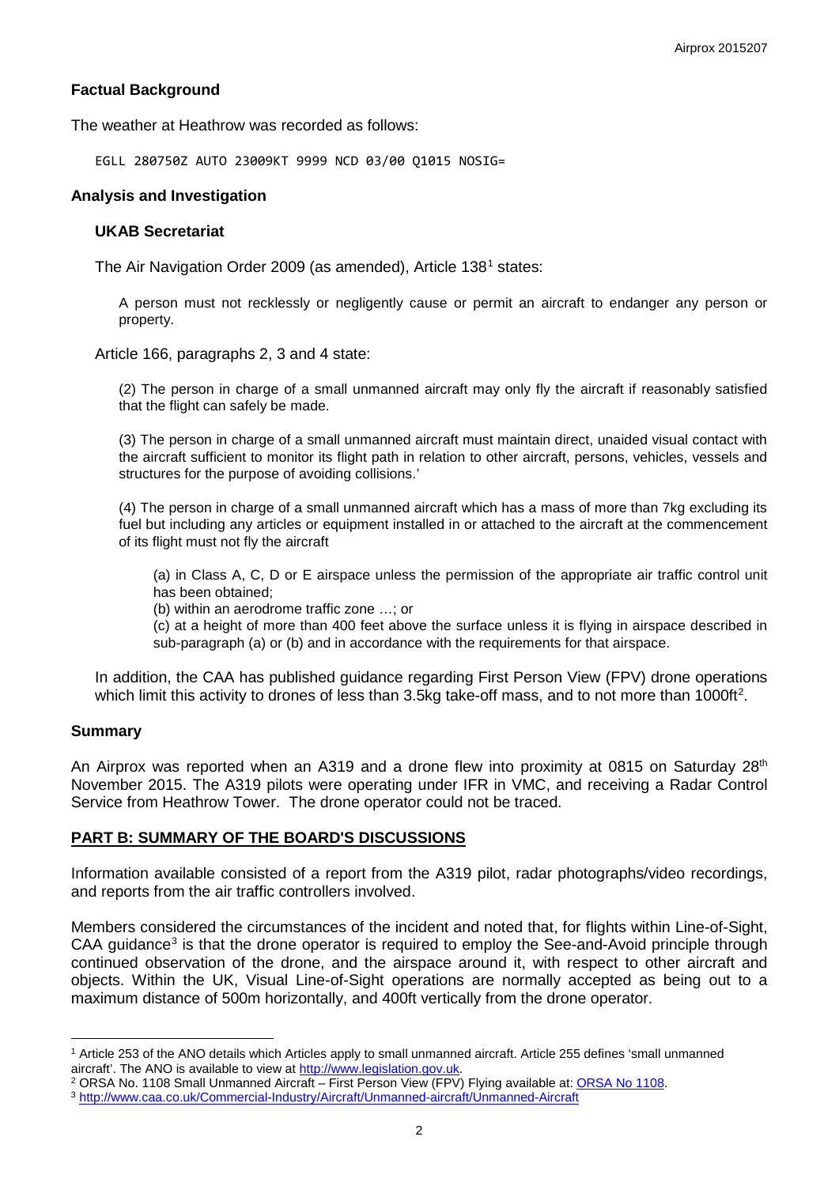## Factual Background

The weather at Heathrow was recorded as follows:

```
EGLL 280750Z AUTO 23009KT 9999 NCD 03/00 Q1015 NOSIG=
```

## Analysis and Investigation

### UKAB Secretariat

The Air Navigation Order 2009 (as amended), Article 138[1] states:

> A person must not recklessly or negligently cause or permit an aircraft to endanger any person or property.

Article 166, paragraphs 2, 3 and 4 state:

> (2) The person in charge of a small unmanned aircraft may only fly the aircraft if reasonably satisfied that the flight can safely be made.
>
> (3) The person in charge of a small unmanned aircraft must maintain direct, unaided visual contact with the aircraft sufficient to monitor its flight path in relation to other aircraft, persons, vehicles, vessels and structures for the purpose of avoiding collisions.'
>
> (4) The person in charge of a small unmanned aircraft which has a mass of more than 7kg excluding its fuel but including any articles or equipment installed in or attached to the aircraft at the commencement of its flight must not fly the aircraft
>
> > (a) in Class A, C, D or E airspace unless the permission of the appropriate air traffic control unit has been obtained;
> >
> > (b) within an aerodrome traffic zone …; or
> >
> > (c) at a height of more than 400 feet above the surface unless it is flying in airspace described in sub-paragraph (a) or (b) and in accordance with the requirements for that airspace.

In addition, the CAA has published guidance regarding First Person View (FPV) drone operations which limit this activity to drones of less than 3.5kg take-off mass, and to not more than 1000ft[2].

## Summary

An Airprox was reported when an A319 and a drone flew into proximity at 0815 on Saturday 28th November 2015. The A319 pilots were operating under IFR in VMC, and receiving a Radar Control Service from Heathrow Tower. The drone operator could not be traced.

## PART B: SUMMARY OF THE BOARD'S DISCUSSIONS

Information available consisted of a report from the A319 pilot, radar photographs/video recordings, and reports from the air traffic controllers involved.

Members considered the circumstances of the incident and noted that, for flights within Line-of-Sight, CAA guidance[3] is that the drone operator is required to employ the See-and-Avoid principle through continued observation of the drone, and the airspace around it, with respect to other aircraft and objects. Within the UK, Visual Line-of-Sight operations are normally accepted as being out to a maximum distance of 500m horizontally, and 400ft vertically from the drone operator.

---

[1] Article 253 of the ANO details which Articles apply to small unmanned aircraft. Article 255 defines 'small unmanned aircraft'. The ANO is available to view at http://www.legislation.gov.uk.

[2] ORSA No. 1108 Small Unmanned Aircraft – First Person View (FPV) Flying available at: ORSA No 1108.

[3] http://www.caa.co.uk/Commercial-Industry/Aircraft/Unmanned-aircraft/Unmanned-Aircraft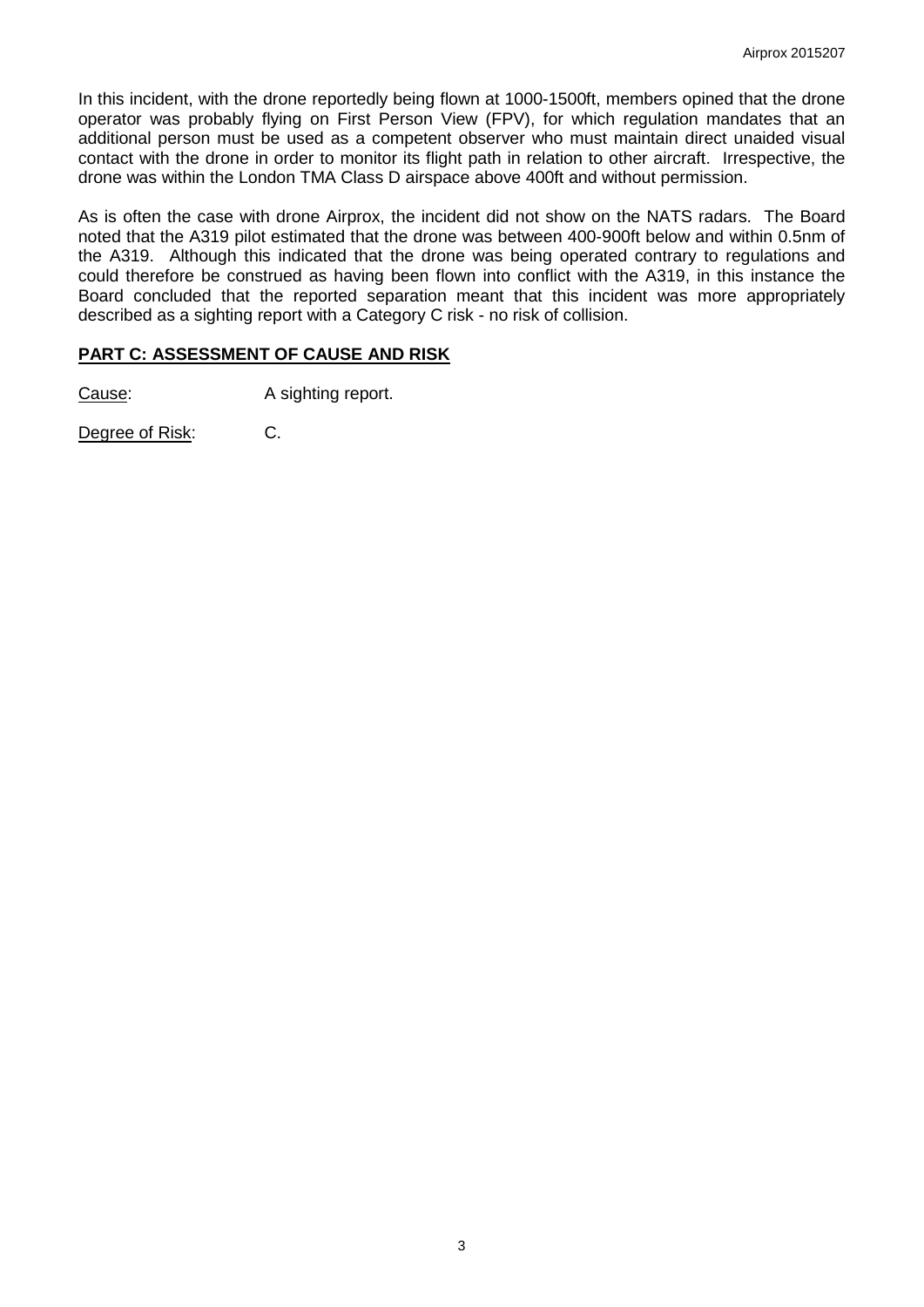In this incident, with the drone reportedly being flown at 1000-1500ft, members opined that the drone operator was probably flying on First Person View (FPV), for which regulation mandates that an additional person must be used as a competent observer who must maintain direct unaided visual contact with the drone in order to monitor its flight path in relation to other aircraft. Irrespective, the drone was within the London TMA Class D airspace above 400ft and without permission.

As is often the case with drone Airprox, the incident did not show on the NATS radars. The Board noted that the A319 pilot estimated that the drone was between 400-900ft below and within 0.5nm of the A319. Although this indicated that the drone was being operated contrary to regulations and could therefore be construed as having been flown into conflict with the A319, in this instance the Board concluded that the reported separation meant that this incident was more appropriately described as a sighting report with a Category C risk - no risk of collision.

## PART C: ASSESSMENT OF CAUSE AND RISK

Cause: A sighting report.

Degree of Risk: C.